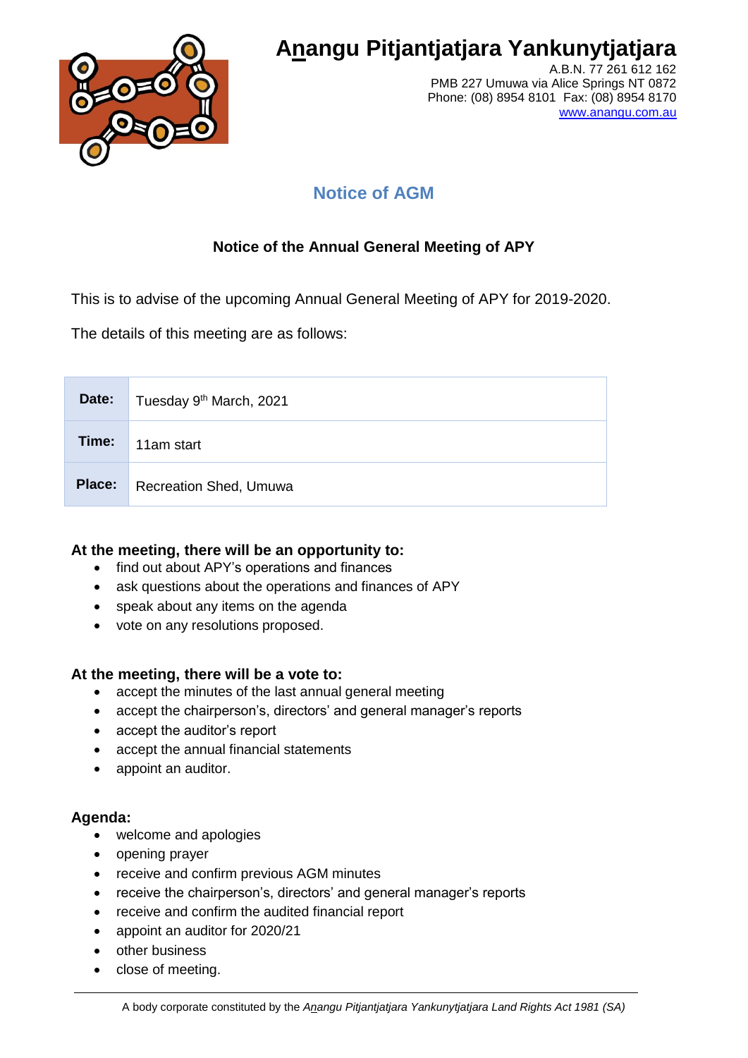# Anangu Pitjantjatjara Yankunytjatjara

A.B.N. 77 261 612 162
PMB 227 Umuwa via Alice Springs NT 0872
Phone: (08) 8954 8101 Fax: (08) 8954 8170
www.anangu.com.au

## Notice of AGM

### Notice of the Annual General Meeting of APY

This is to advise of the upcoming Annual General Meeting of APY for 2019-2020.

The details of this meeting are as follows:

| | |
|---|---|
| **Date:** | Tuesday 9th March, 2021 |
| **Time:** | 11am start |
| **Place:** | Recreation Shed, Umuwa |

**At the meeting, there will be an opportunity to:**

- find out about APY's operations and finances
- ask questions about the operations and finances of APY
- speak about any items on the agenda
- vote on any resolutions proposed.

**At the meeting, there will be a vote to:**

- accept the minutes of the last annual general meeting
- accept the chairperson's, directors' and general manager's reports
- accept the auditor's report
- accept the annual financial statements
- appoint an auditor.

**Agenda:**

- welcome and apologies
- opening prayer
- receive and confirm previous AGM minutes
- receive the chairperson's, directors' and general manager's reports
- receive and confirm the audited financial report
- appoint an auditor for 2020/21
- other business
- close of meeting.

A body corporate constituted by the *Anangu Pitjantjatjara Yankunytjatjara Land Rights Act 1981 (SA)*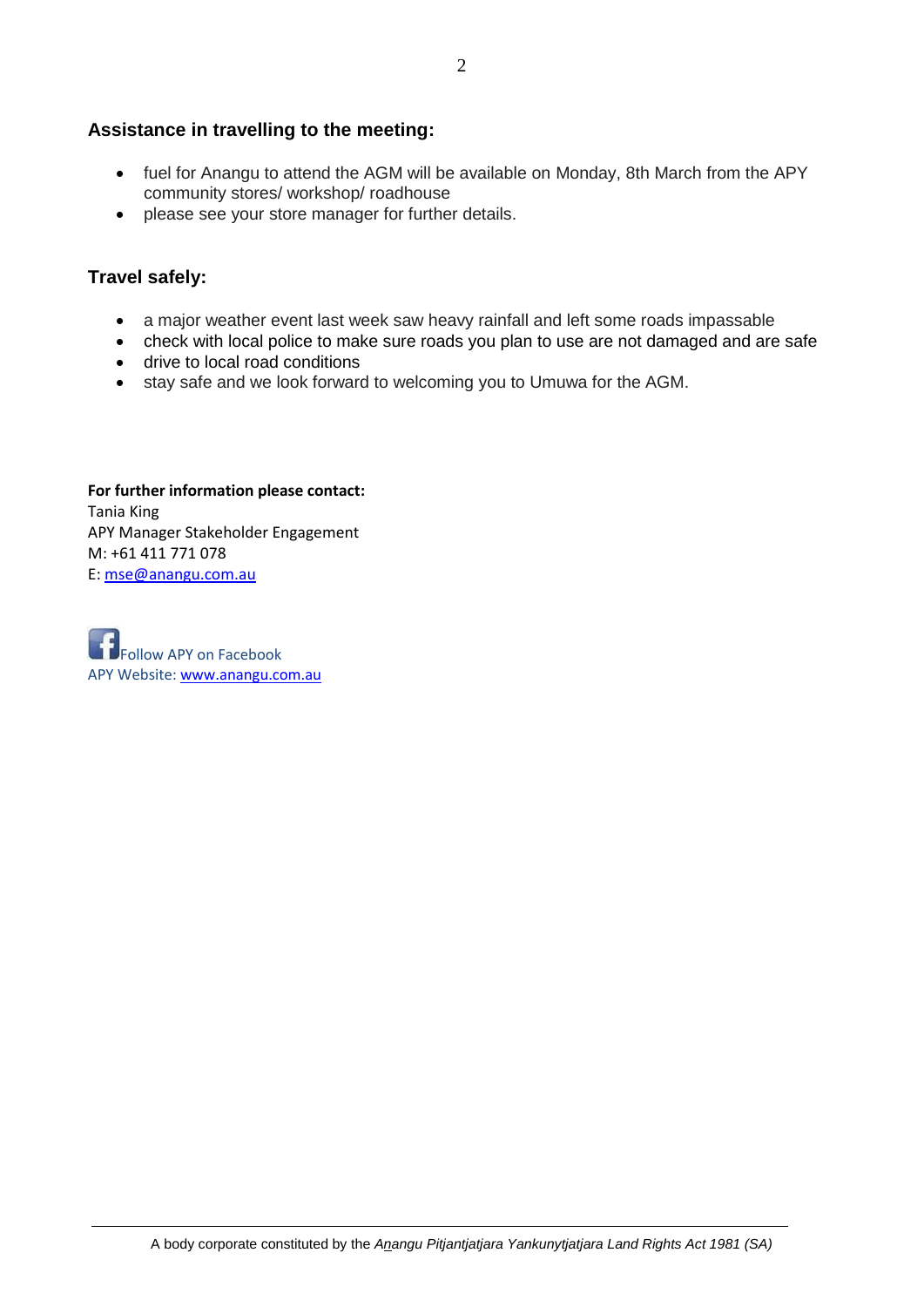### Assistance in travelling to the meeting:

- fuel for Anangu to attend the AGM will be available on Monday, 8th March from the APY community stores/ workshop/ roadhouse
- please see your store manager for further details.

### Travel safely:

- a major weather event last week saw heavy rainfall and left some roads impassable
- check with local police to make sure roads you plan to use are not damaged and are safe
- drive to local road conditions
- stay safe and we look forward to welcoming you to Umuwa for the AGM.

**For further information please contact:**
Tania King
APY Manager Stakeholder Engagement
M: +61 411 771 078
E: mse@anangu.com.au

Follow APY on Facebook
APY Website: www.anangu.com.au

A body corporate constituted by the *Anangu Pitjantjatjara Yankunytjatjara Land Rights Act 1981 (SA)*